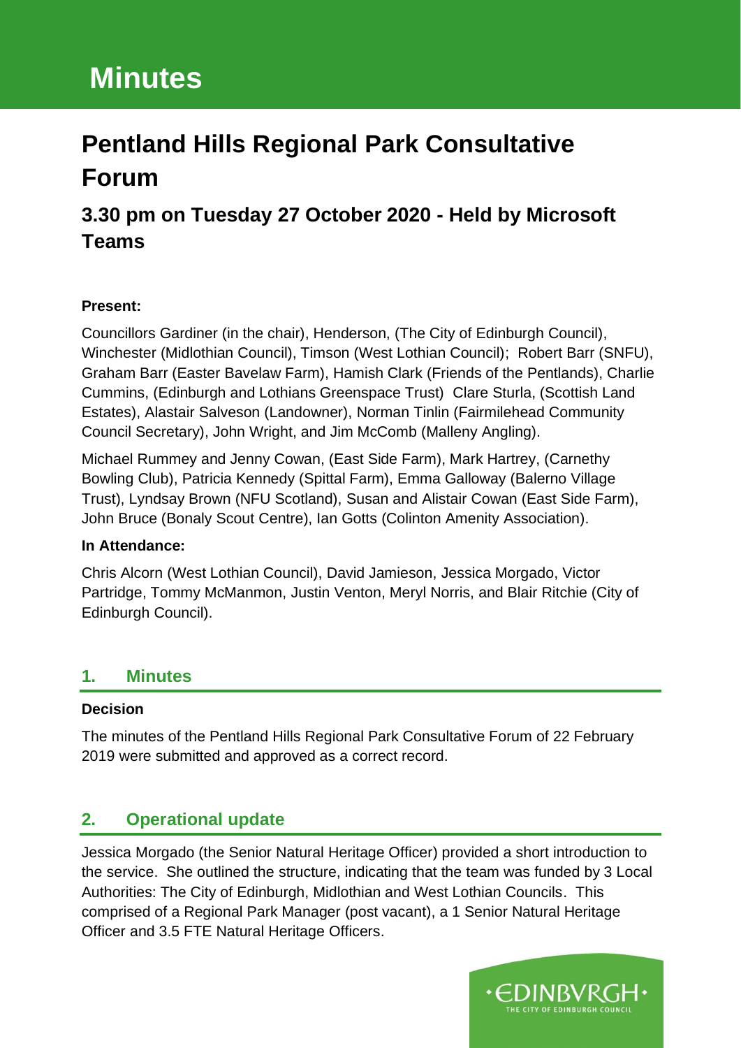# Minutes

# Pentland Hills Regional Park Consultative Forum

## 3.30 pm on Tuesday 27 October 2020 - Held by Microsoft Teams

**Present:**

Councillors Gardiner (in the chair), Henderson, (The City of Edinburgh Council), Winchester (Midlothian Council), Timson (West Lothian Council); Robert Barr (SNFU), Graham Barr (Easter Bavelaw Farm), Hamish Clark (Friends of the Pentlands), Charlie Cummins, (Edinburgh and Lothians Greenspace Trust) Clare Sturla, (Scottish Land Estates), Alastair Salveson (Landowner), Norman Tinlin (Fairmilehead Community Council Secretary), John Wright, and Jim McComb (Malleny Angling).

Michael Rummey and Jenny Cowan, (East Side Farm), Mark Hartrey, (Carnethy Bowling Club), Patricia Kennedy (Spittal Farm), Emma Galloway (Balerno Village Trust), Lyndsay Brown (NFU Scotland), Susan and Alistair Cowan (East Side Farm), John Bruce (Bonaly Scout Centre), Ian Gotts (Colinton Amenity Association).

**In Attendance:**

Chris Alcorn (West Lothian Council), David Jamieson, Jessica Morgado, Victor Partridge, Tommy McManmon, Justin Venton, Meryl Norris, and Blair Ritchie (City of Edinburgh Council).

## 1. Minutes

**Decision**

The minutes of the Pentland Hills Regional Park Consultative Forum of 22 February 2019 were submitted and approved as a correct record.

## 2. Operational update

Jessica Morgado (the Senior Natural Heritage Officer) provided a short introduction to the service. She outlined the structure, indicating that the team was funded by 3 Local Authorities: The City of Edinburgh, Midlothian and West Lothian Councils. This comprised of a Regional Park Manager (post vacant), a 1 Senior Natural Heritage Officer and 3.5 FTE Natural Heritage Officers.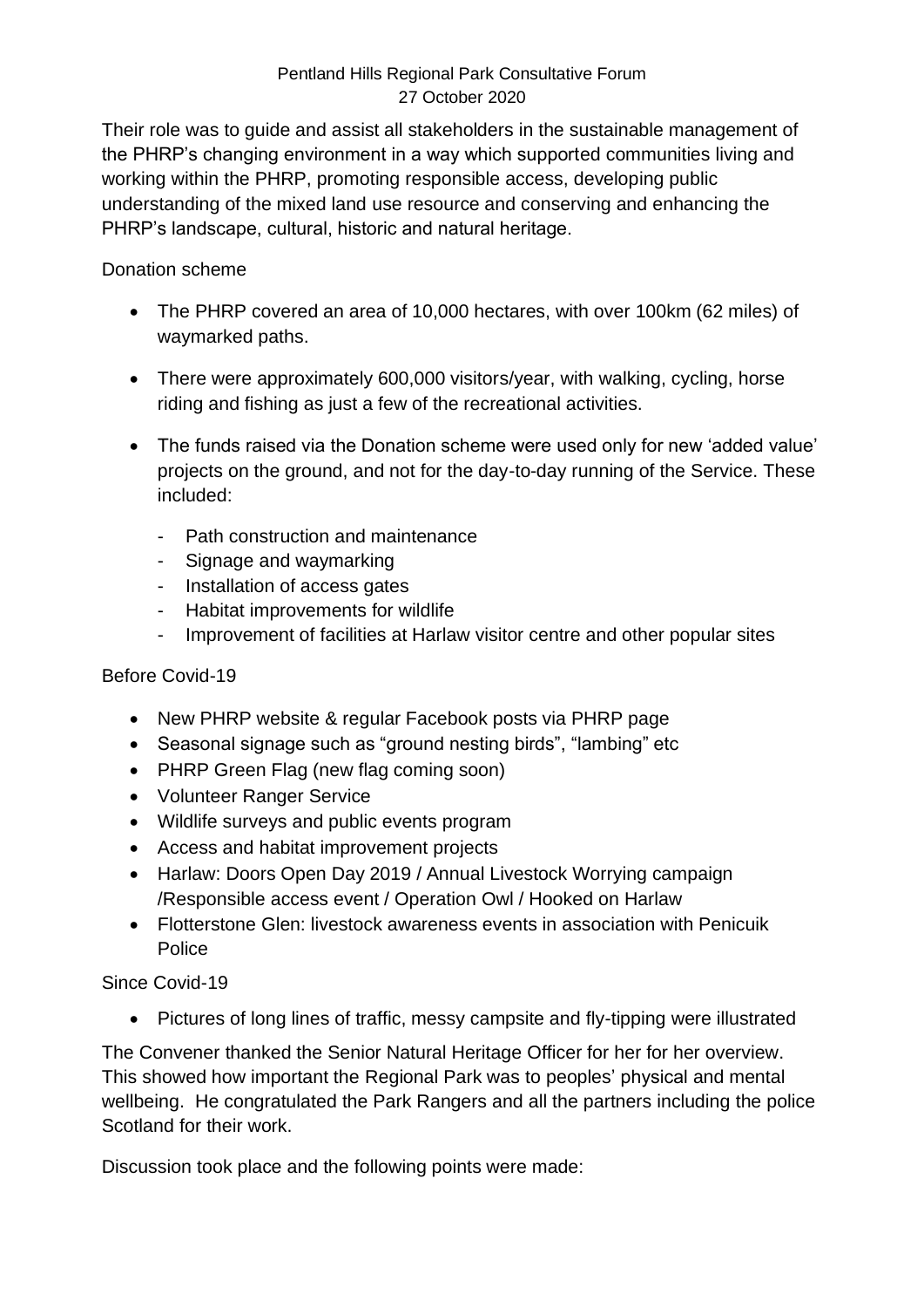Their role was to guide and assist all stakeholders in the sustainable management of the PHRP's changing environment in a way which supported communities living and working within the PHRP, promoting responsible access, developing public understanding of the mixed land use resource and conserving and enhancing the PHRP's landscape, cultural, historic and natural heritage.

Donation scheme

- The PHRP covered an area of 10,000 hectares, with over 100km (62 miles) of waymarked paths.
- There were approximately 600,000 visitors/year, with walking, cycling, horse riding and fishing as just a few of the recreational activities.
- The funds raised via the Donation scheme were used only for new 'added value' projects on the ground, and not for the day-to-day running of the Service. These included:
  - Path construction and maintenance
  - Signage and waymarking
  - Installation of access gates
  - Habitat improvements for wildlife
  - Improvement of facilities at Harlaw visitor centre and other popular sites

Before Covid-19

- New PHRP website & regular Facebook posts via PHRP page
- Seasonal signage such as "ground nesting birds", "lambing" etc
- PHRP Green Flag (new flag coming soon)
- Volunteer Ranger Service
- Wildlife surveys and public events program
- Access and habitat improvement projects
- Harlaw: Doors Open Day 2019 / Annual Livestock Worrying campaign /Responsible access event / Operation Owl / Hooked on Harlaw
- Flotterstone Glen: livestock awareness events in association with Penicuik Police

Since Covid-19

- Pictures of long lines of traffic, messy campsite and fly-tipping were illustrated

The Convener thanked the Senior Natural Heritage Officer for her for her overview. This showed how important the Regional Park was to peoples' physical and mental wellbeing. He congratulated the Park Rangers and all the partners including the police Scotland for their work.

Discussion took place and the following points were made: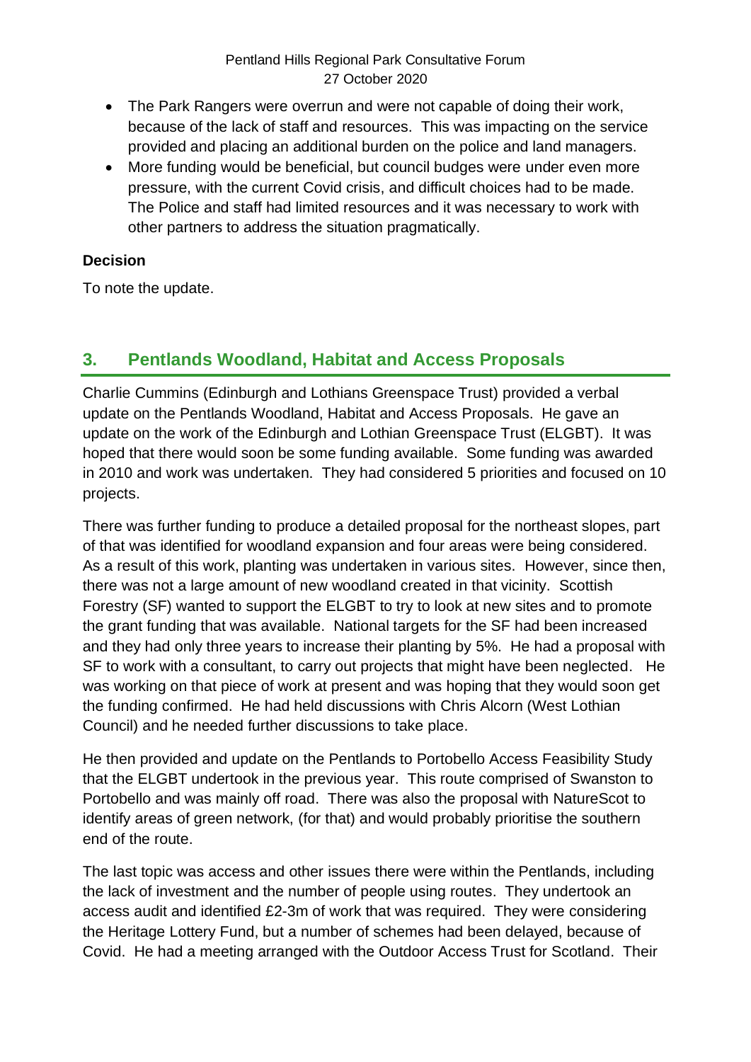- The Park Rangers were overrun and were not capable of doing their work, because of the lack of staff and resources. This was impacting on the service provided and placing an additional burden on the police and land managers.
- More funding would be beneficial, but council budges were under even more pressure, with the current Covid crisis, and difficult choices had to be made. The Police and staff had limited resources and it was necessary to work with other partners to address the situation pragmatically.

**Decision**

To note the update.

## 3. Pentlands Woodland, Habitat and Access Proposals

Charlie Cummins (Edinburgh and Lothians Greenspace Trust) provided a verbal update on the Pentlands Woodland, Habitat and Access Proposals. He gave an update on the work of the Edinburgh and Lothian Greenspace Trust (ELGBT). It was hoped that there would soon be some funding available. Some funding was awarded in 2010 and work was undertaken. They had considered 5 priorities and focused on 10 projects.

There was further funding to produce a detailed proposal for the northeast slopes, part of that was identified for woodland expansion and four areas were being considered. As a result of this work, planting was undertaken in various sites. However, since then, there was not a large amount of new woodland created in that vicinity. Scottish Forestry (SF) wanted to support the ELGBT to try to look at new sites and to promote the grant funding that was available. National targets for the SF had been increased and they had only three years to increase their planting by 5%. He had a proposal with SF to work with a consultant, to carry out projects that might have been neglected. He was working on that piece of work at present and was hoping that they would soon get the funding confirmed. He had held discussions with Chris Alcorn (West Lothian Council) and he needed further discussions to take place.

He then provided and update on the Pentlands to Portobello Access Feasibility Study that the ELGBT undertook in the previous year. This route comprised of Swanston to Portobello and was mainly off road. There was also the proposal with NatureScot to identify areas of green network, (for that) and would probably prioritise the southern end of the route.

The last topic was access and other issues there were within the Pentlands, including the lack of investment and the number of people using routes. They undertook an access audit and identified £2-3m of work that was required. They were considering the Heritage Lottery Fund, but a number of schemes had been delayed, because of Covid. He had a meeting arranged with the Outdoor Access Trust for Scotland. Their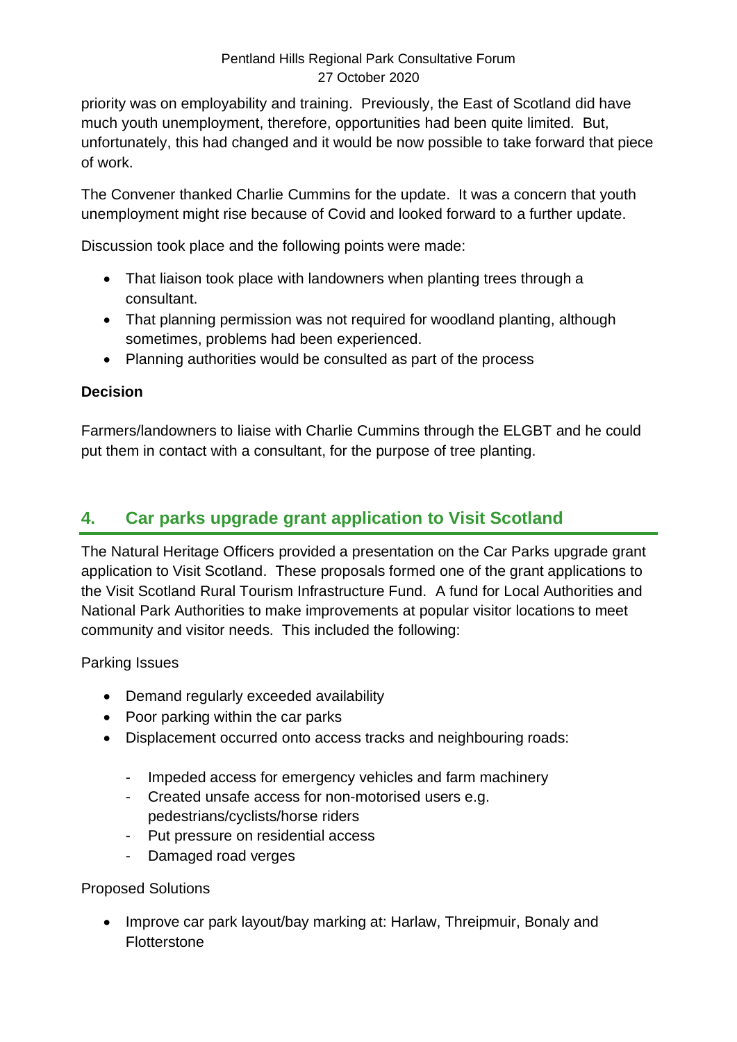priority was on employability and training. Previously, the East of Scotland did have much youth unemployment, therefore, opportunities had been quite limited. But, unfortunately, this had changed and it would be now possible to take forward that piece of work.

The Convener thanked Charlie Cummins for the update. It was a concern that youth unemployment might rise because of Covid and looked forward to a further update.

Discussion took place and the following points were made:

- That liaison took place with landowners when planting trees through a consultant.
- That planning permission was not required for woodland planting, although sometimes, problems had been experienced.
- Planning authorities would be consulted as part of the process

**Decision**

Farmers/landowners to liaise with Charlie Cummins through the ELGBT and he could put them in contact with a consultant, for the purpose of tree planting.

## 4. Car parks upgrade grant application to Visit Scotland

The Natural Heritage Officers provided a presentation on the Car Parks upgrade grant application to Visit Scotland. These proposals formed one of the grant applications to the Visit Scotland Rural Tourism Infrastructure Fund. A fund for Local Authorities and National Park Authorities to make improvements at popular visitor locations to meet community and visitor needs. This included the following:

Parking Issues

- Demand regularly exceeded availability
- Poor parking within the car parks
- Displacement occurred onto access tracks and neighbouring roads:
    - Impeded access for emergency vehicles and farm machinery
    - Created unsafe access for non-motorised users e.g. pedestrians/cyclists/horse riders
    - Put pressure on residential access
    - Damaged road verges

Proposed Solutions

- Improve car park layout/bay marking at: Harlaw, Threipmuir, Bonaly and Flotterstone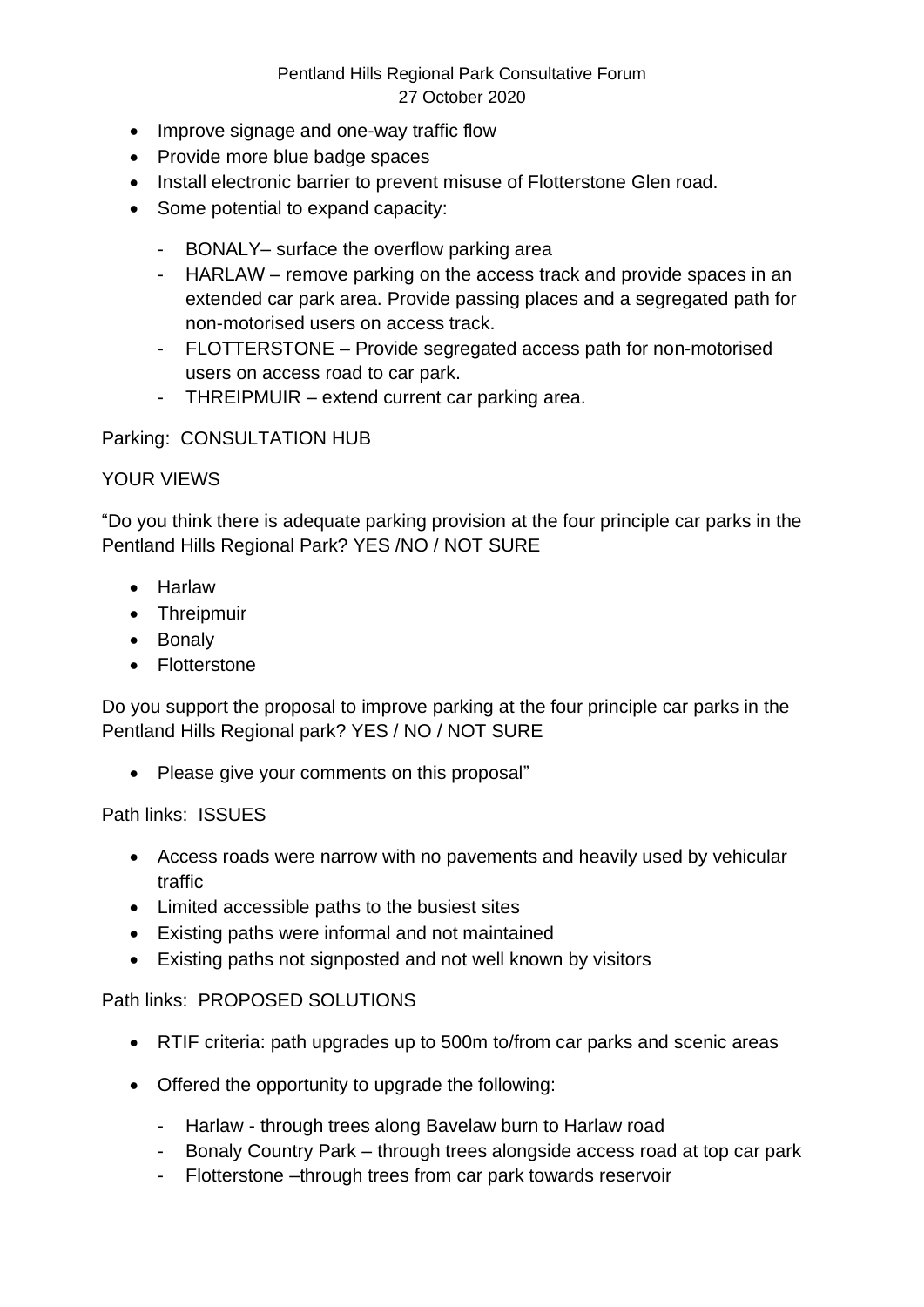- Improve signage and one-way traffic flow
- Provide more blue badge spaces
- Install electronic barrier to prevent misuse of Flotterstone Glen road.
- Some potential to expand capacity:
  - BONALY– surface the overflow parking area
  - HARLAW – remove parking on the access track and provide spaces in an extended car park area. Provide passing places and a segregated path for non-motorised users on access track.
  - FLOTTERSTONE – Provide segregated access path for non-motorised users on access road to car park.
  - THREIPMUIR – extend current car parking area.

Parking: CONSULTATION HUB

YOUR VIEWS

"Do you think there is adequate parking provision at the four principle car parks in the Pentland Hills Regional Park? YES /NO / NOT SURE

- Harlaw
- Threipmuir
- Bonaly
- Flotterstone

Do you support the proposal to improve parking at the four principle car parks in the Pentland Hills Regional park? YES / NO / NOT SURE

- Please give your comments on this proposal"

Path links: ISSUES

- Access roads were narrow with no pavements and heavily used by vehicular traffic
- Limited accessible paths to the busiest sites
- Existing paths were informal and not maintained
- Existing paths not signposted and not well known by visitors

Path links: PROPOSED SOLUTIONS

- RTIF criteria: path upgrades up to 500m to/from car parks and scenic areas
- Offered the opportunity to upgrade the following:
  - Harlaw - through trees along Bavelaw burn to Harlaw road
  - Bonaly Country Park – through trees alongside access road at top car park
  - Flotterstone –through trees from car park towards reservoir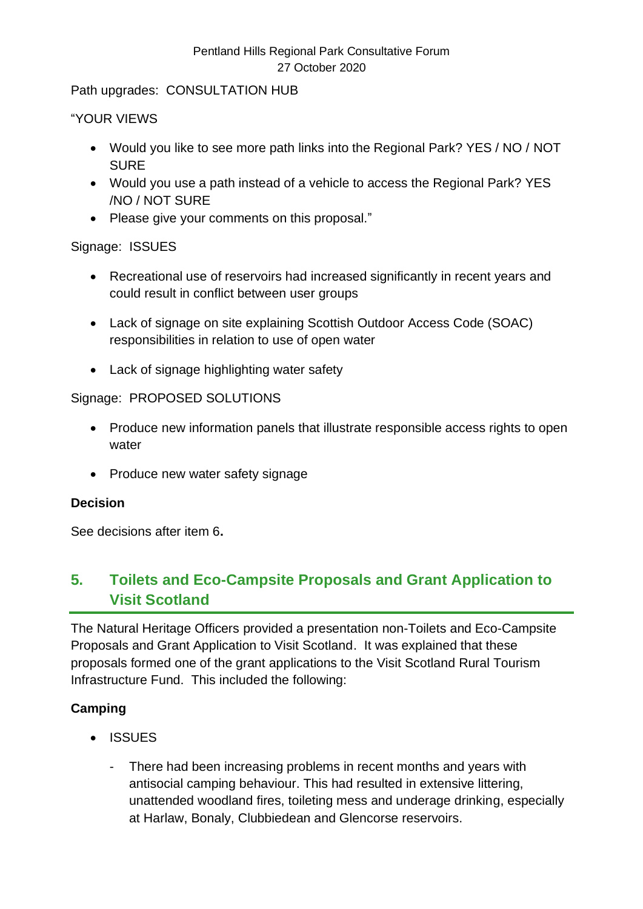Path upgrades:  CONSULTATION HUB

“YOUR VIEWS

- Would you like to see more path links into the Regional Park? YES / NO / NOT SURE
- Would you use a path instead of a vehicle to access the Regional Park? YES /NO / NOT SURE
- Please give your comments on this proposal.”

Signage:  ISSUES

- Recreational use of reservoirs had increased significantly in recent years and could result in conflict between user groups
- Lack of signage on site explaining Scottish Outdoor Access Code (SOAC) responsibilities in relation to use of open water
- Lack of signage highlighting water safety

Signage:  PROPOSED SOLUTIONS

- Produce new information panels that illustrate responsible access rights to open water
- Produce new water safety signage

**Decision**

See decisions after item 6**.**

## 5. Toilets and Eco-Campsite Proposals and Grant Application to Visit Scotland

The Natural Heritage Officers provided a presentation non-Toilets and Eco-Campsite Proposals and Grant Application to Visit Scotland.  It was explained that these proposals formed one of the grant applications to the Visit Scotland Rural Tourism Infrastructure Fund.  This included the following:

**Camping**

- ISSUES
  - There had been increasing problems in recent months and years with antisocial camping behaviour. This had resulted in extensive littering, unattended woodland fires, toileting mess and underage drinking, especially at Harlaw, Bonaly, Clubbiedean and Glencorse reservoirs.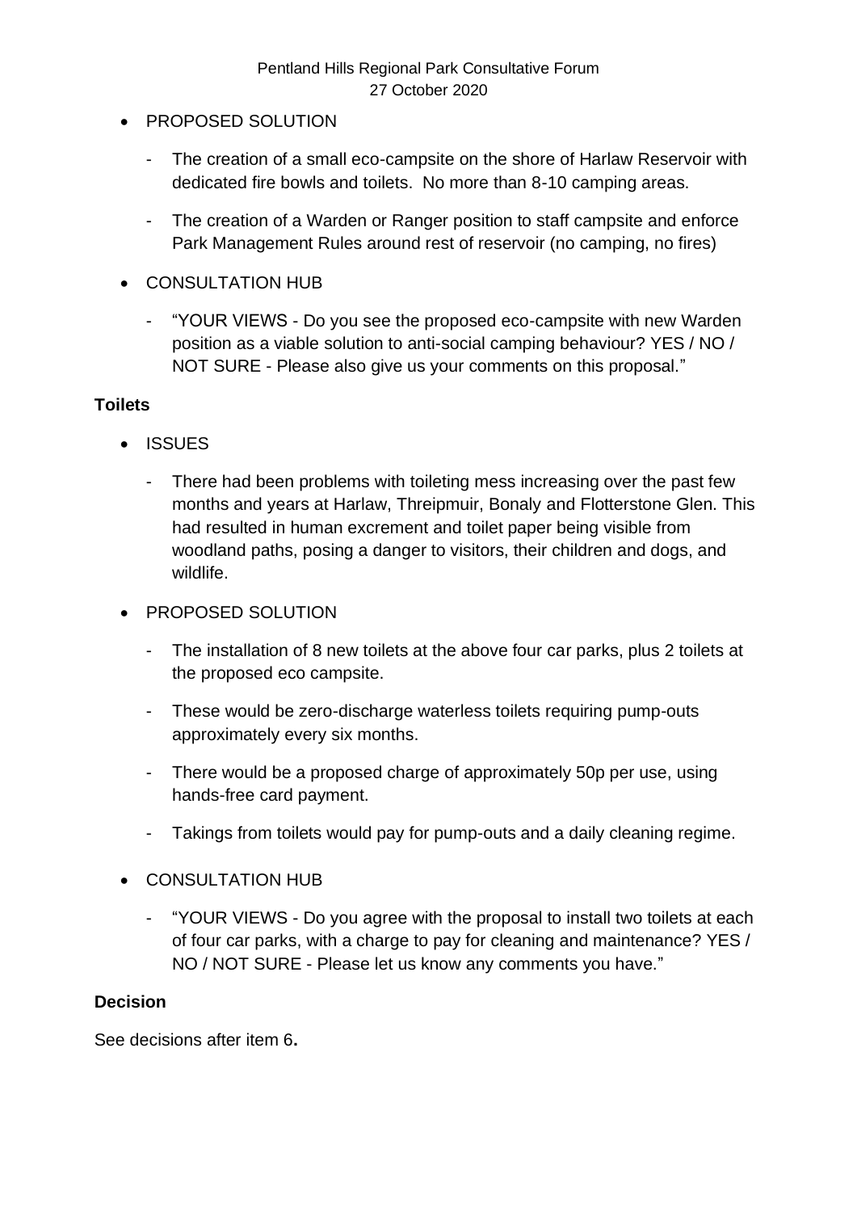- PROPOSED SOLUTION
  - The creation of a small eco-campsite on the shore of Harlaw Reservoir with dedicated fire bowls and toilets. No more than 8-10 camping areas.
  - The creation of a Warden or Ranger position to staff campsite and enforce Park Management Rules around rest of reservoir (no camping, no fires)
- CONSULTATION HUB
  - "YOUR VIEWS - Do you see the proposed eco-campsite with new Warden position as a viable solution to anti-social camping behaviour? YES / NO / NOT SURE - Please also give us your comments on this proposal."

**Toilets**

- ISSUES
  - There had been problems with toileting mess increasing over the past few months and years at Harlaw, Threipmuir, Bonaly and Flotterstone Glen. This had resulted in human excrement and toilet paper being visible from woodland paths, posing a danger to visitors, their children and dogs, and wildlife.
- PROPOSED SOLUTION
  - The installation of 8 new toilets at the above four car parks, plus 2 toilets at the proposed eco campsite.
  - These would be zero-discharge waterless toilets requiring pump-outs approximately every six months.
  - There would be a proposed charge of approximately 50p per use, using hands-free card payment.
  - Takings from toilets would pay for pump-outs and a daily cleaning regime.
- CONSULTATION HUB
  - "YOUR VIEWS - Do you agree with the proposal to install two toilets at each of four car parks, with a charge to pay for cleaning and maintenance? YES / NO / NOT SURE - Please let us know any comments you have."

**Decision**

See decisions after item 6**.**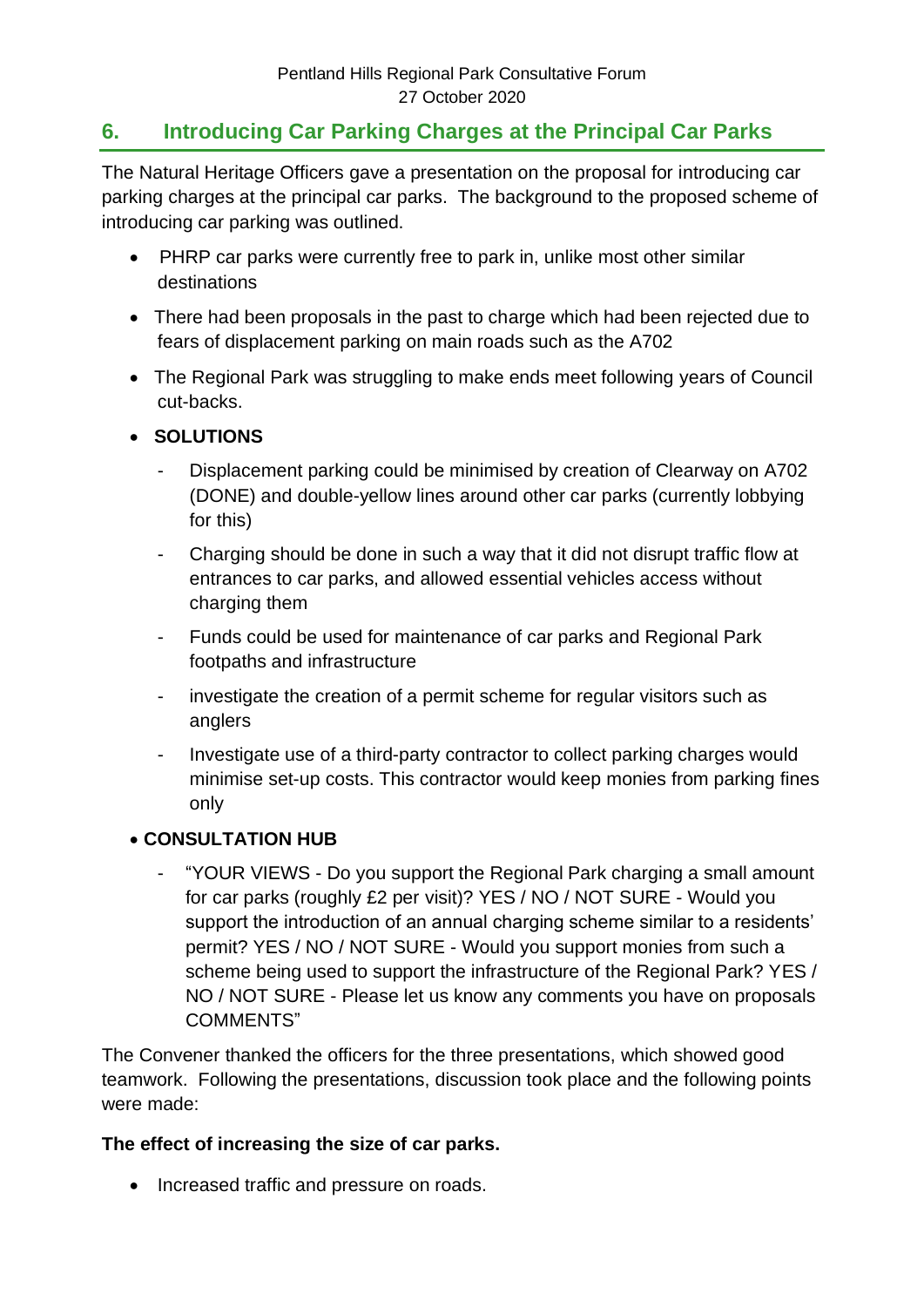## 6. Introducing Car Parking Charges at the Principal Car Parks

The Natural Heritage Officers gave a presentation on the proposal for introducing car parking charges at the principal car parks. The background to the proposed scheme of introducing car parking was outlined.

- PHRP car parks were currently free to park in, unlike most other similar destinations
- There had been proposals in the past to charge which had been rejected due to fears of displacement parking on main roads such as the A702
- The Regional Park was struggling to make ends meet following years of Council cut-backs.
- **SOLUTIONS**
  - Displacement parking could be minimised by creation of Clearway on A702 (DONE) and double-yellow lines around other car parks (currently lobbying for this)
  - Charging should be done in such a way that it did not disrupt traffic flow at entrances to car parks, and allowed essential vehicles access without charging them
  - Funds could be used for maintenance of car parks and Regional Park footpaths and infrastructure
  - investigate the creation of a permit scheme for regular visitors such as anglers
  - Investigate use of a third-party contractor to collect parking charges would minimise set-up costs. This contractor would keep monies from parking fines only
- **CONSULTATION HUB**
  - "YOUR VIEWS - Do you support the Regional Park charging a small amount for car parks (roughly £2 per visit)? YES / NO / NOT SURE - Would you support the introduction of an annual charging scheme similar to a residents' permit? YES / NO / NOT SURE - Would you support monies from such a scheme being used to support the infrastructure of the Regional Park? YES / NO / NOT SURE - Please let us know any comments you have on proposals COMMENTS"

The Convener thanked the officers for the three presentations, which showed good teamwork. Following the presentations, discussion took place and the following points were made:

**The effect of increasing the size of car parks.**

- Increased traffic and pressure on roads.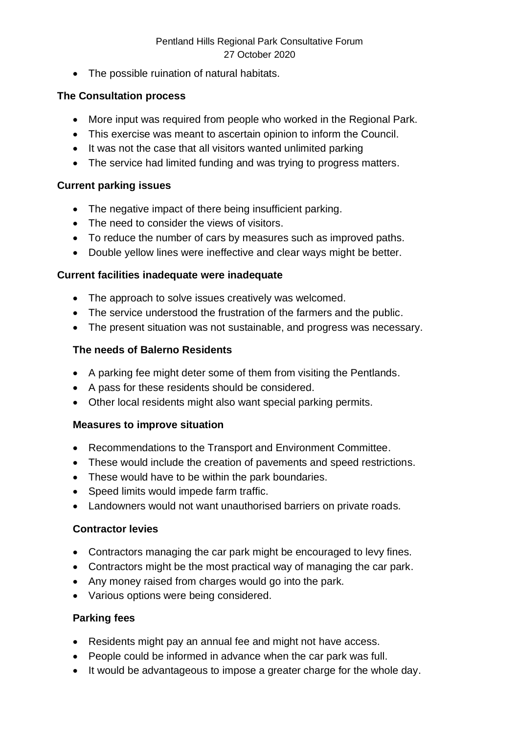- The possible ruination of natural habitats.

**The Consultation process**

- More input was required from people who worked in the Regional Park.
- This exercise was meant to ascertain opinion to inform the Council.
- It was not the case that all visitors wanted unlimited parking
- The service had limited funding and was trying to progress matters.

**Current parking issues**

- The negative impact of there being insufficient parking.
- The need to consider the views of visitors.
- To reduce the number of cars by measures such as improved paths.
- Double yellow lines were ineffective and clear ways might be better.

**Current facilities inadequate were inadequate**

- The approach to solve issues creatively was welcomed.
- The service understood the frustration of the farmers and the public.
- The present situation was not sustainable, and progress was necessary.

**The needs of Balerno Residents**

- A parking fee might deter some of them from visiting the Pentlands.
- A pass for these residents should be considered.
- Other local residents might also want special parking permits.

**Measures to improve situation**

- Recommendations to the Transport and Environment Committee.
- These would include the creation of pavements and speed restrictions.
- These would have to be within the park boundaries.
- Speed limits would impede farm traffic.
- Landowners would not want unauthorised barriers on private roads.

**Contractor levies**

- Contractors managing the car park might be encouraged to levy fines.
- Contractors might be the most practical way of managing the car park.
- Any money raised from charges would go into the park.
- Various options were being considered.

**Parking fees**

- Residents might pay an annual fee and might not have access.
- People could be informed in advance when the car park was full.
- It would be advantageous to impose a greater charge for the whole day.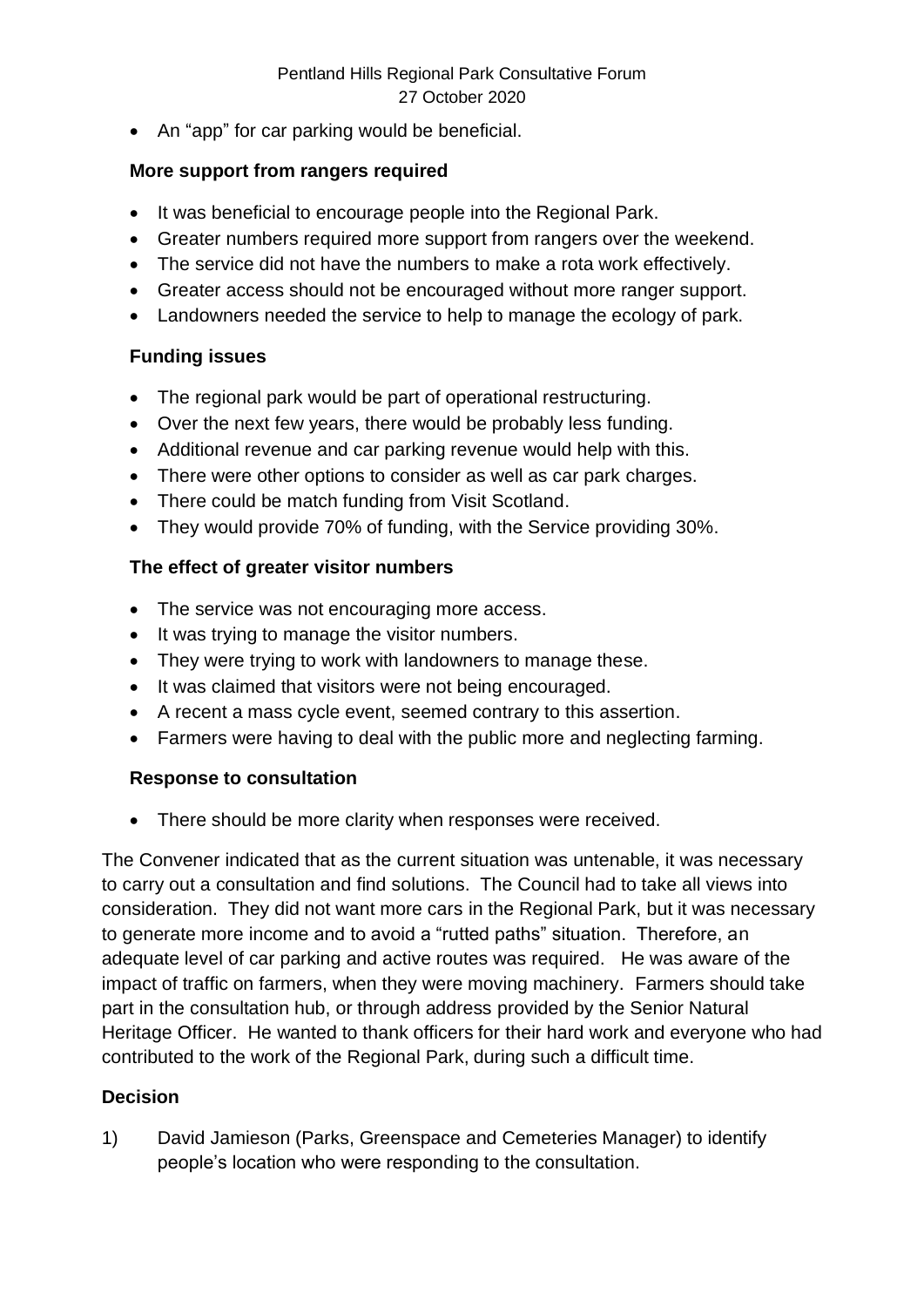- An "app" for car parking would be beneficial.

**More support from rangers required**

- It was beneficial to encourage people into the Regional Park.
- Greater numbers required more support from rangers over the weekend.
- The service did not have the numbers to make a rota work effectively.
- Greater access should not be encouraged without more ranger support.
- Landowners needed the service to help to manage the ecology of park.

**Funding issues**

- The regional park would be part of operational restructuring.
- Over the next few years, there would be probably less funding.
- Additional revenue and car parking revenue would help with this.
- There were other options to consider as well as car park charges.
- There could be match funding from Visit Scotland.
- They would provide 70% of funding, with the Service providing 30%.

**The effect of greater visitor numbers**

- The service was not encouraging more access.
- It was trying to manage the visitor numbers.
- They were trying to work with landowners to manage these.
- It was claimed that visitors were not being encouraged.
- A recent a mass cycle event, seemed contrary to this assertion.
- Farmers were having to deal with the public more and neglecting farming.

**Response to consultation**

- There should be more clarity when responses were received.

The Convener indicated that as the current situation was untenable, it was necessary to carry out a consultation and find solutions. The Council had to take all views into consideration. They did not want more cars in the Regional Park, but it was necessary to generate more income and to avoid a "rutted paths" situation. Therefore, an adequate level of car parking and active routes was required. He was aware of the impact of traffic on farmers, when they were moving machinery. Farmers should take part in the consultation hub, or through address provided by the Senior Natural Heritage Officer. He wanted to thank officers for their hard work and everyone who had contributed to the work of the Regional Park, during such a difficult time.

**Decision**

1) David Jamieson (Parks, Greenspace and Cemeteries Manager) to identify people's location who were responding to the consultation.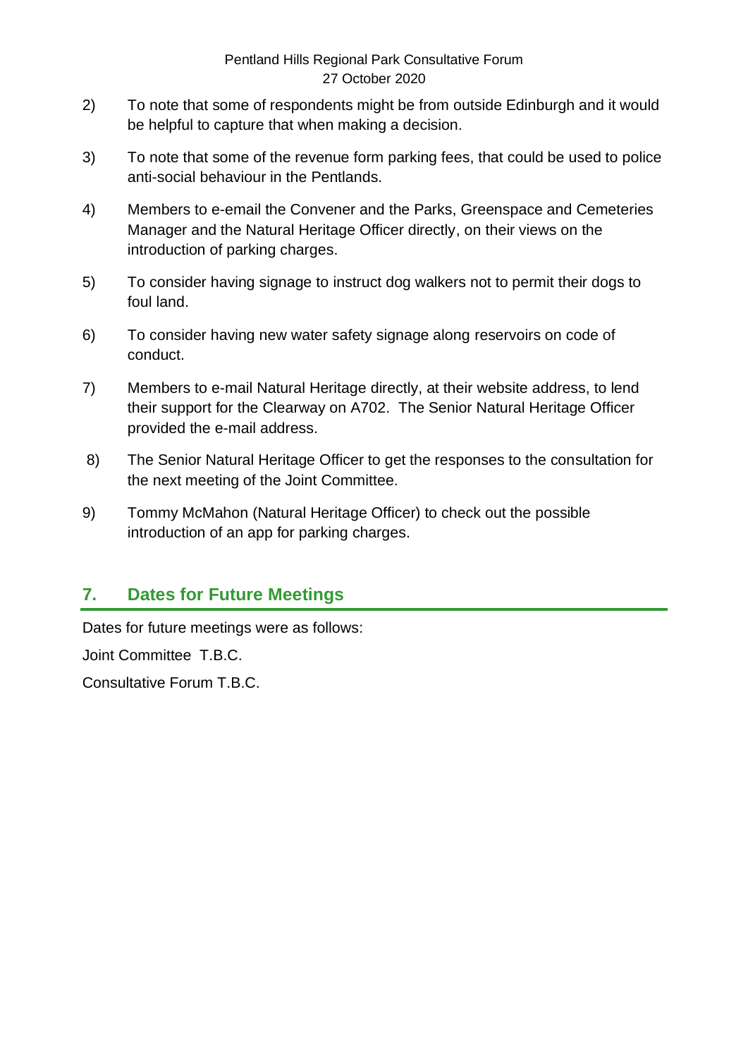2) To note that some of respondents might be from outside Edinburgh and it would be helpful to capture that when making a decision.

3) To note that some of the revenue form parking fees, that could be used to police anti-social behaviour in the Pentlands.

4) Members to e-email the Convener and the Parks, Greenspace and Cemeteries Manager and the Natural Heritage Officer directly, on their views on the introduction of parking charges.

5) To consider having signage to instruct dog walkers not to permit their dogs to foul land.

6) To consider having new water safety signage along reservoirs on code of conduct.

7) Members to e-mail Natural Heritage directly, at their website address, to lend their support for the Clearway on A702. The Senior Natural Heritage Officer provided the e-mail address.

8) The Senior Natural Heritage Officer to get the responses to the consultation for the next meeting of the Joint Committee.

9) Tommy McMahon (Natural Heritage Officer) to check out the possible introduction of an app for parking charges.

## 7. Dates for Future Meetings

Dates for future meetings were as follows:

Joint Committee T.B.C.

Consultative Forum T.B.C.